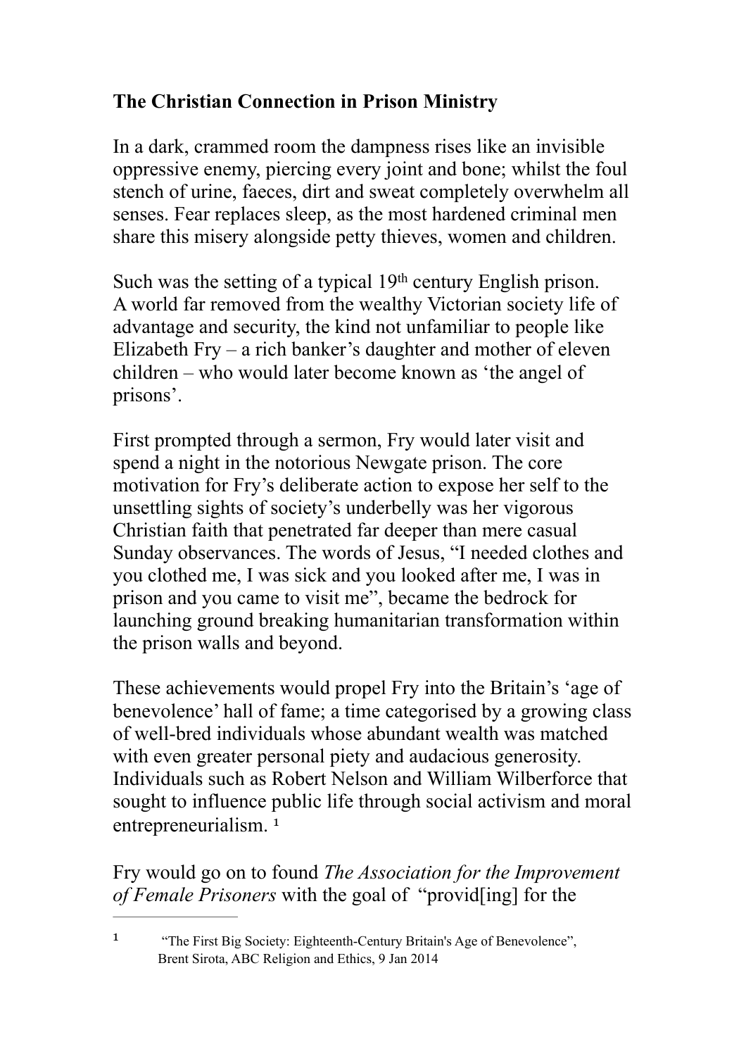**The Christian Connection in Prison Ministry**

In a dark, crammed room the dampness rises like an invisible oppressive enemy, piercing every joint and bone; whilst the foul stench of urine, faeces, dirt and sweat completely overwhelm all senses. Fear replaces sleep, as the most hardened criminal men share this misery alongside petty thieves, women and children.

Such was the setting of a typical 19th century English prison. A world far removed from the wealthy Victorian society life of advantage and security, the kind not unfamiliar to people like Elizabeth Fry – a rich banker's daughter and mother of eleven children – who would later become known as 'the angel of prisons'.

First prompted through a sermon, Fry would later visit and spend a night in the notorious Newgate prison. The core motivation for Fry's deliberate action to expose her self to the unsettling sights of society's underbelly was her vigorous Christian faith that penetrated far deeper than mere casual Sunday observances. The words of Jesus, "I needed clothes and you clothed me, I was sick and you looked after me, I was in prison and you came to visit me", became the bedrock for launching ground breaking humanitarian transformation within the prison walls and beyond.

These achievements would propel Fry into the Britain's 'age of benevolence' hall of fame; a time categorised by a growing class of well-bred individuals whose abundant wealth was matched with even greater personal piety and audacious generosity. Individuals such as Robert Nelson and William Wilberforce that sought to influence public life through social activism and moral entrepreneurialism. [1]

Fry would go on to found *The Association for the Improvement of Female Prisoners* with the goal of "provid[ing] for the

---

[1] "The First Big Society: Eighteenth-Century Britain's Age of Benevolence", Brent Sirota, ABC Religion and Ethics, 9 Jan 2014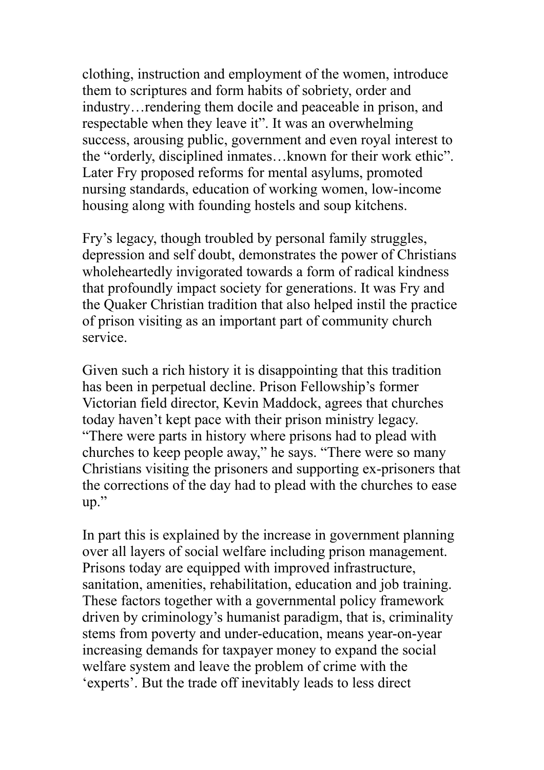clothing, instruction and employment of the women, introduce them to scriptures and form habits of sobriety, order and industry…rendering them docile and peaceable in prison, and respectable when they leave it". It was an overwhelming success, arousing public, government and even royal interest to the "orderly, disciplined inmates…known for their work ethic". Later Fry proposed reforms for mental asylums, promoted nursing standards, education of working women, low-income housing along with founding hostels and soup kitchens.

Fry's legacy, though troubled by personal family struggles, depression and self doubt, demonstrates the power of Christians wholeheartedly invigorated towards a form of radical kindness that profoundly impact society for generations. It was Fry and the Quaker Christian tradition that also helped instil the practice of prison visiting as an important part of community church service.

Given such a rich history it is disappointing that this tradition has been in perpetual decline. Prison Fellowship's former Victorian field director, Kevin Maddock, agrees that churches today haven't kept pace with their prison ministry legacy. "There were parts in history where prisons had to plead with churches to keep people away," he says. "There were so many Christians visiting the prisoners and supporting ex-prisoners that the corrections of the day had to plead with the churches to ease up."

In part this is explained by the increase in government planning over all layers of social welfare including prison management. Prisons today are equipped with improved infrastructure, sanitation, amenities, rehabilitation, education and job training. These factors together with a governmental policy framework driven by criminology's humanist paradigm, that is, criminality stems from poverty and under-education, means year-on-year increasing demands for taxpayer money to expand the social welfare system and leave the problem of crime with the 'experts'. But the trade off inevitably leads to less direct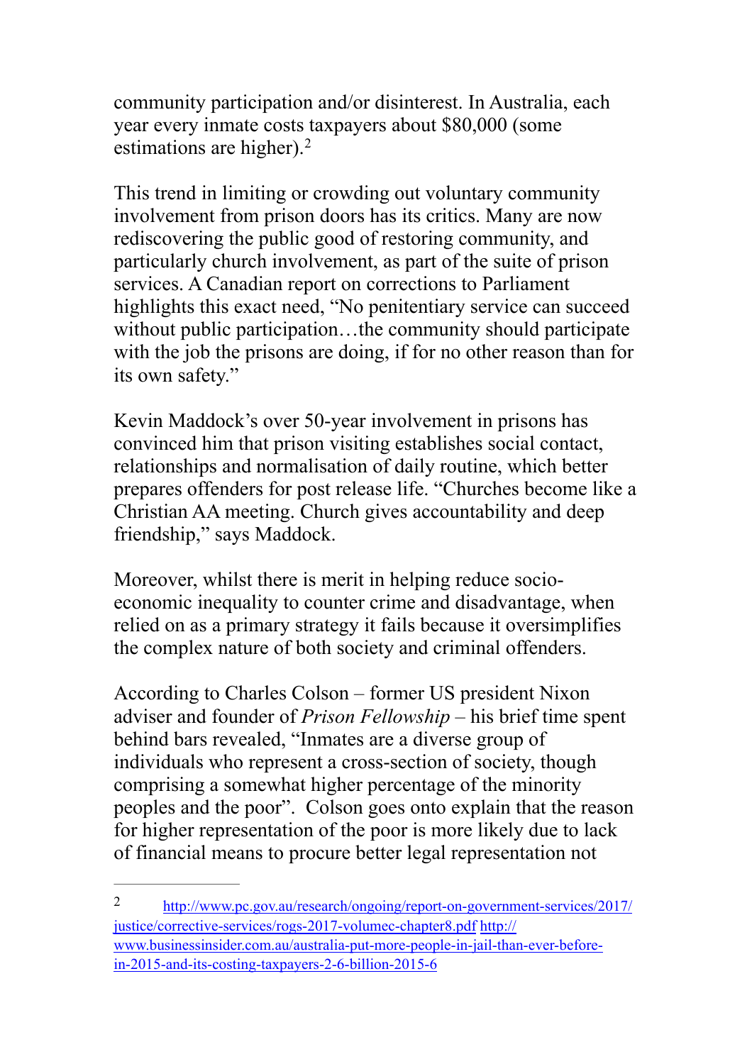community participation and/or disinterest. In Australia, each year every inmate costs taxpayers about $80,000 (some estimations are higher).[2]

This trend in limiting or crowding out voluntary community involvement from prison doors has its critics. Many are now rediscovering the public good of restoring community, and particularly church involvement, as part of the suite of prison services. A Canadian report on corrections to Parliament highlights this exact need, "No penitentiary service can succeed without public participation…the community should participate with the job the prisons are doing, if for no other reason than for its own safety."

Kevin Maddock's over 50-year involvement in prisons has convinced him that prison visiting establishes social contact, relationships and normalisation of daily routine, which better prepares offenders for post release life. "Churches become like a Christian AA meeting. Church gives accountability and deep friendship," says Maddock.

Moreover, whilst there is merit in helping reduce socio-economic inequality to counter crime and disadvantage, when relied on as a primary strategy it fails because it oversimplifies the complex nature of both society and criminal offenders.

According to Charles Colson – former US president Nixon adviser and founder of *Prison Fellowship* – his brief time spent behind bars revealed, "Inmates are a diverse group of individuals who represent a cross-section of society, though comprising a somewhat higher percentage of the minority peoples and the poor". Colson goes onto explain that the reason for higher representation of the poor is more likely due to lack of financial means to procure better legal representation not

---

[2] http://www.pc.gov.au/research/ongoing/report-on-government-services/2017/justice/corrective-services/rogs-2017-volumec-chapter8.pdf http://www.businessinsider.com.au/australia-put-more-people-in-jail-than-ever-before-in-2015-and-its-costing-taxpayers-2-6-billion-2015-6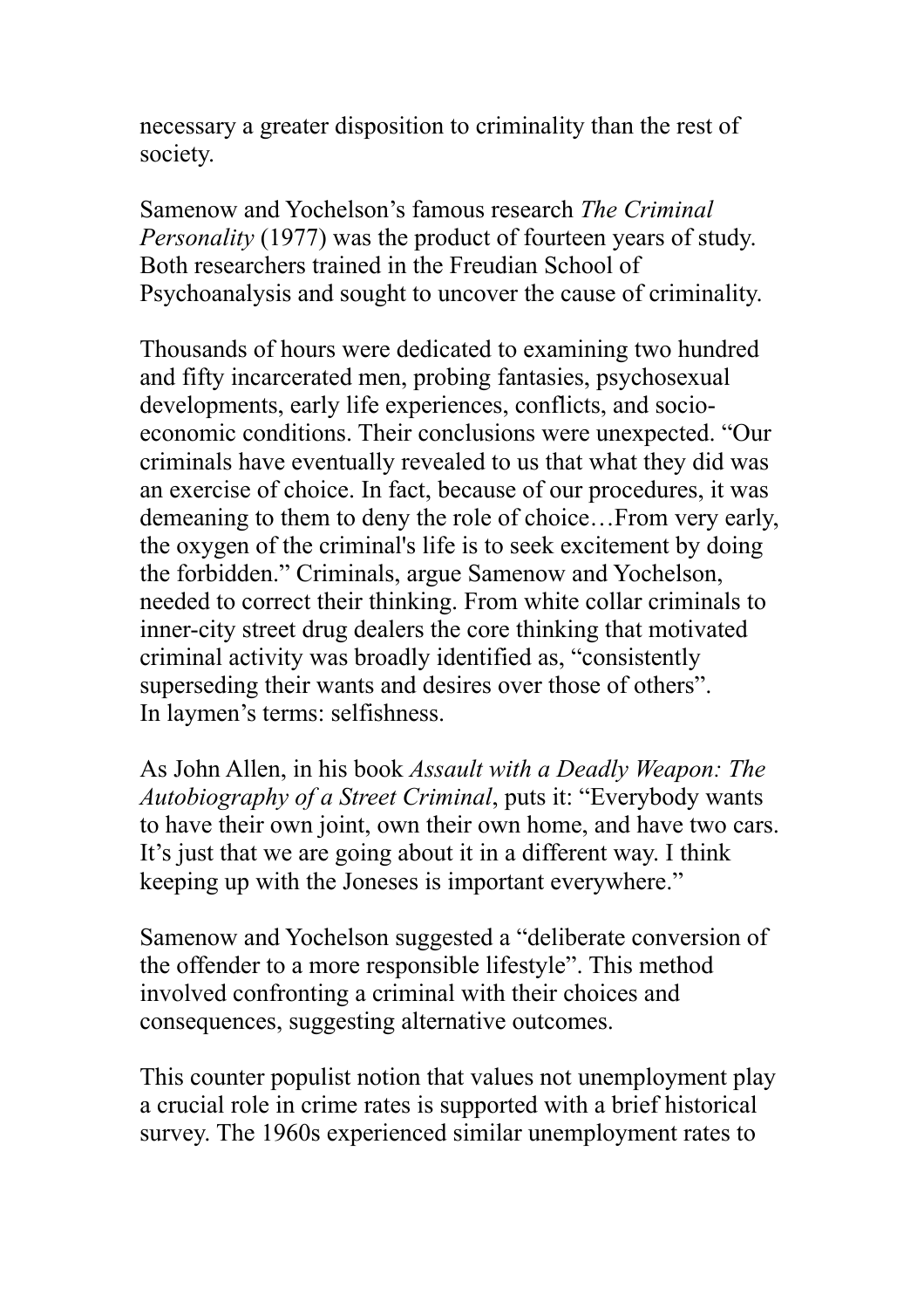necessary a greater disposition to criminality than the rest of society.

Samenow and Yochelson's famous research *The Criminal Personality* (1977) was the product of fourteen years of study. Both researchers trained in the Freudian School of Psychoanalysis and sought to uncover the cause of criminality.

Thousands of hours were dedicated to examining two hundred and fifty incarcerated men, probing fantasies, psychosexual developments, early life experiences, conflicts, and socio-economic conditions. Their conclusions were unexpected. "Our criminals have eventually revealed to us that what they did was an exercise of choice. In fact, because of our procedures, it was demeaning to them to deny the role of choice…From very early, the oxygen of the criminal's life is to seek excitement by doing the forbidden." Criminals, argue Samenow and Yochelson, needed to correct their thinking. From white collar criminals to inner-city street drug dealers the core thinking that motivated criminal activity was broadly identified as, "consistently superseding their wants and desires over those of others". In laymen's terms: selfishness.

As John Allen, in his book *Assault with a Deadly Weapon: The Autobiography of a Street Criminal*, puts it: "Everybody wants to have their own joint, own their own home, and have two cars. It's just that we are going about it in a different way. I think keeping up with the Joneses is important everywhere."

Samenow and Yochelson suggested a "deliberate conversion of the offender to a more responsible lifestyle". This method involved confronting a criminal with their choices and consequences, suggesting alternative outcomes.

This counter populist notion that values not unemployment play a crucial role in crime rates is supported with a brief historical survey. The 1960s experienced similar unemployment rates to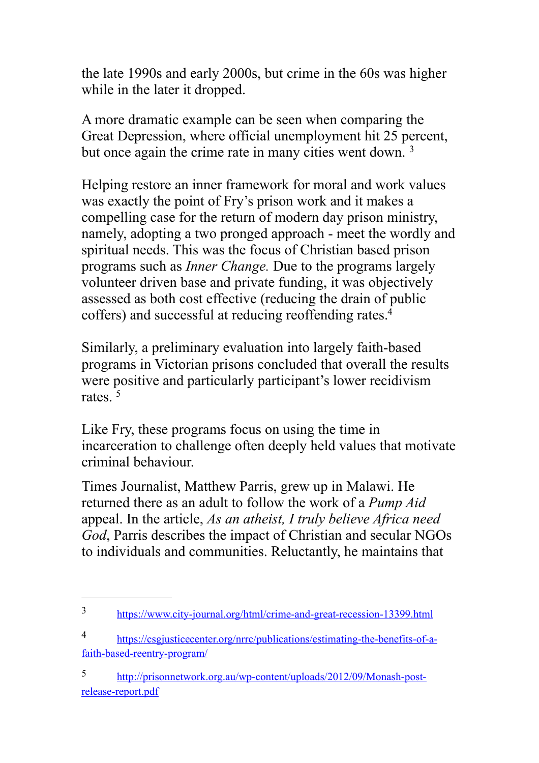the late 1990s and early 2000s, but crime in the 60s was higher while in the later it dropped.

A more dramatic example can be seen when comparing the Great Depression, where official unemployment hit 25 percent, but once again the crime rate in many cities went down. [3]

Helping restore an inner framework for moral and work values was exactly the point of Fry's prison work and it makes a compelling case for the return of modern day prison ministry, namely, adopting a two pronged approach - meet the wordly and spiritual needs. This was the focus of Christian based prison programs such as *Inner Change.* Due to the programs largely volunteer driven base and private funding, it was objectively assessed as both cost effective (reducing the drain of public coffers) and successful at reducing reoffending rates.[4]

Similarly, a preliminary evaluation into largely faith-based programs in Victorian prisons concluded that overall the results were positive and particularly participant's lower recidivism rates. [5]

Like Fry, these programs focus on using the time in incarceration to challenge often deeply held values that motivate criminal behaviour.

Times Journalist, Matthew Parris, grew up in Malawi. He returned there as an adult to follow the work of a *Pump Aid* appeal. In the article, *As an atheist, I truly believe Africa need God*, Parris describes the impact of Christian and secular NGOs to individuals and communities. Reluctantly, he maintains that

---

[3] https://www.city-journal.org/html/crime-and-great-recession-13399.html

[4] https://csgjusticecenter.org/nrrc/publications/estimating-the-benefits-of-a-faith-based-reentry-program/

[5] http://prisonnetwork.org.au/wp-content/uploads/2012/09/Monash-post-release-report.pdf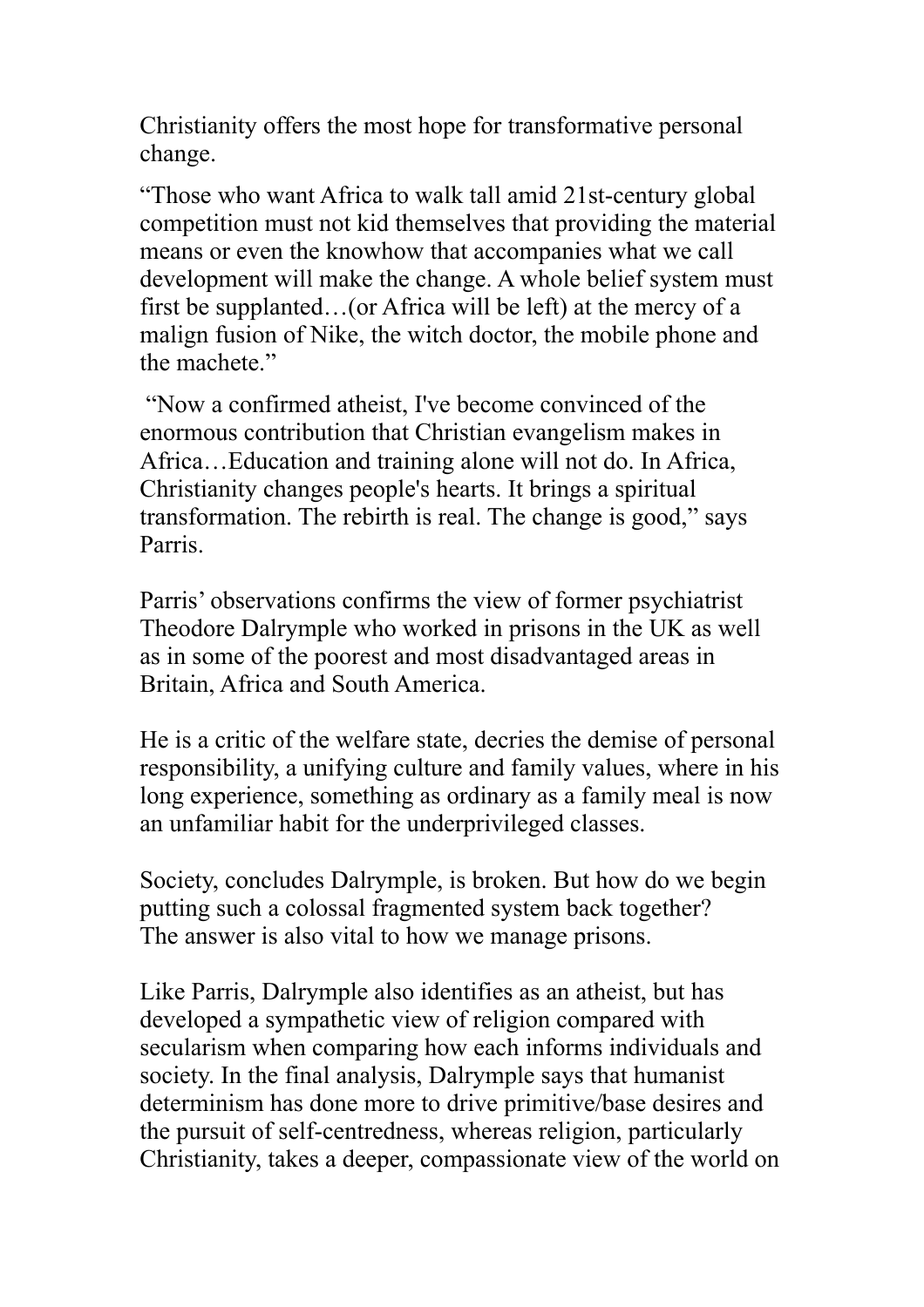Christianity offers the most hope for transformative personal change.

“Those who want Africa to walk tall amid 21st-century global competition must not kid themselves that providing the material means or even the knowhow that accompanies what we call development will make the change. A whole belief system must first be supplanted…(or Africa will be left) at the mercy of a malign fusion of Nike, the witch doctor, the mobile phone and the machete.”

“Now a confirmed atheist, I've become convinced of the enormous contribution that Christian evangelism makes in Africa…Education and training alone will not do. In Africa, Christianity changes people's hearts. It brings a spiritual transformation. The rebirth is real. The change is good,” says Parris.

Parris’ observations confirms the view of former psychiatrist Theodore Dalrymple who worked in prisons in the UK as well as in some of the poorest and most disadvantaged areas in Britain, Africa and South America.

He is a critic of the welfare state, decries the demise of personal responsibility, a unifying culture and family values, where in his long experience, something as ordinary as a family meal is now an unfamiliar habit for the underprivileged classes.

Society, concludes Dalrymple, is broken. But how do we begin putting such a colossal fragmented system back together? The answer is also vital to how we manage prisons.

Like Parris, Dalrymple also identifies as an atheist, but has developed a sympathetic view of religion compared with secularism when comparing how each informs individuals and society. In the final analysis, Dalrymple says that humanist determinism has done more to drive primitive/base desires and the pursuit of self-centredness, whereas religion, particularly Christianity, takes a deeper, compassionate view of the world on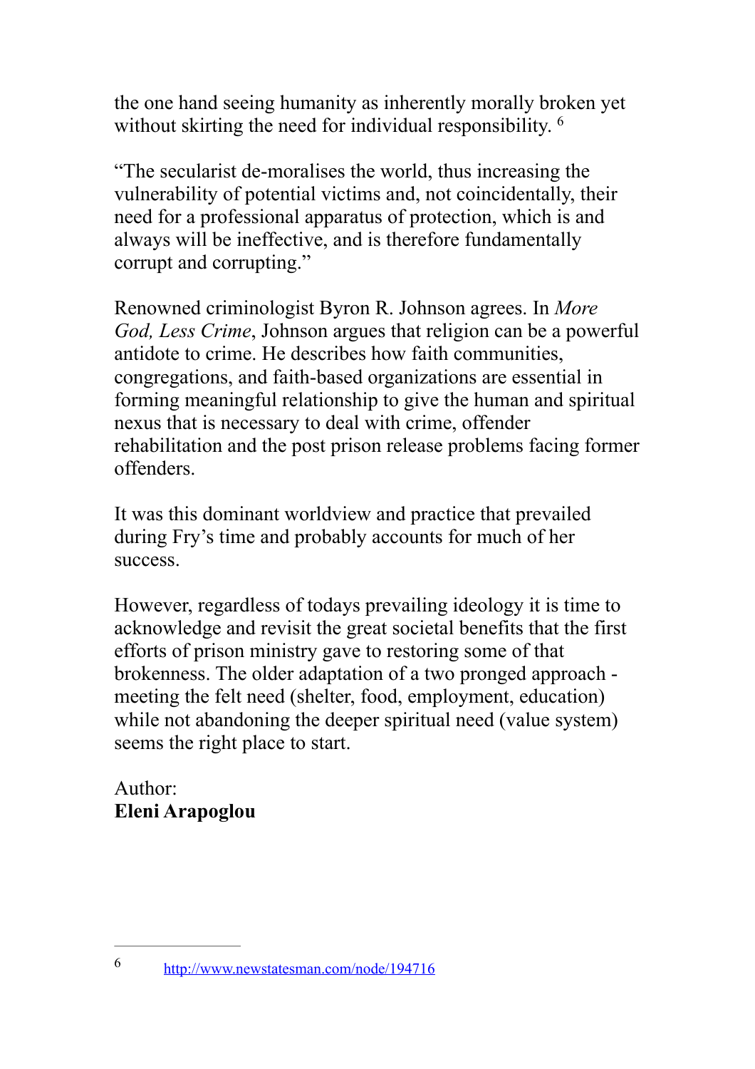the one hand seeing humanity as inherently morally broken yet without skirting the need for individual responsibility. [6]

"The secularist de-moralises the world, thus increasing the vulnerability of potential victims and, not coincidentally, their need for a professional apparatus of protection, which is and always will be ineffective, and is therefore fundamentally corrupt and corrupting."

Renowned criminologist Byron R. Johnson agrees. In *More God, Less Crime*, Johnson argues that religion can be a powerful antidote to crime. He describes how faith communities, congregations, and faith-based organizations are essential in forming meaningful relationship to give the human and spiritual nexus that is necessary to deal with crime, offender rehabilitation and the post prison release problems facing former offenders.

It was this dominant worldview and practice that prevailed during Fry's time and probably accounts for much of her success.

However, regardless of todays prevailing ideology it is time to acknowledge and revisit the great societal benefits that the first efforts of prison ministry gave to restoring some of that brokenness. The older adaptation of a two pronged approach - meeting the felt need (shelter, food, employment, education) while not abandoning the deeper spiritual need (value system) seems the right place to start.

Author:
**Eleni Arapoglou**

---

[6] http://www.newstatesman.com/node/194716